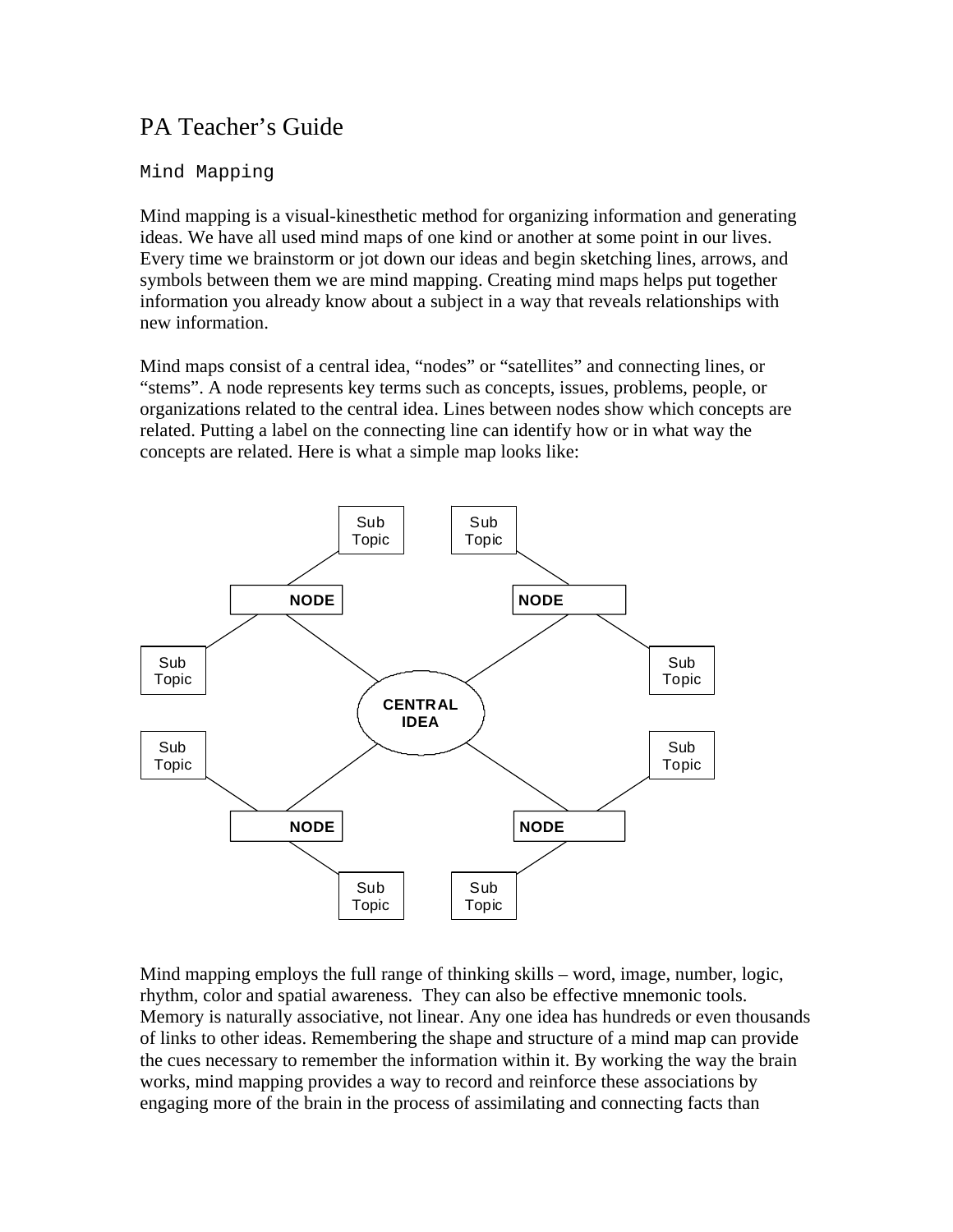# PA Teacher's Guide

## Mind Mapping

Mind mapping is a visual-kinesthetic method for organizing information and generating ideas. We have all used mind maps of one kind or another at some point in our lives. Every time we brainstorm or jot down our ideas and begin sketching lines, arrows, and symbols between them we are mind mapping. Creating mind maps helps put together information you already know about a subject in a way that reveals relationships with new information.

Mind maps consist of a central idea, "nodes" or "satellites" and connecting lines, or "stems". A node represents key terms such as concepts, issues, problems, people, or organizations related to the central idea. Lines between nodes show which concepts are related. Putting a label on the connecting line can identify how or in what way the concepts are related. Here is what a simple map looks like:

Sub Topic | Sub Topic

NODE | NODE

Sub Topic | Sub Topic

CENTRAL IDEA

Sub Topic | Sub Topic

NODE | NODE

Sub Topic | Sub Topic

Mind mapping employs the full range of thinking skills – word, image, number, logic, rhythm, color and spatial awareness. They can also be effective mnemonic tools. Memory is naturally associative, not linear. Any one idea has hundreds or even thousands of links to other ideas. Remembering the shape and structure of a mind map can provide the cues necessary to remember the information within it. By working the way the brain works, mind mapping provides a way to record and reinforce these associations by engaging more of the brain in the process of assimilating and connecting facts than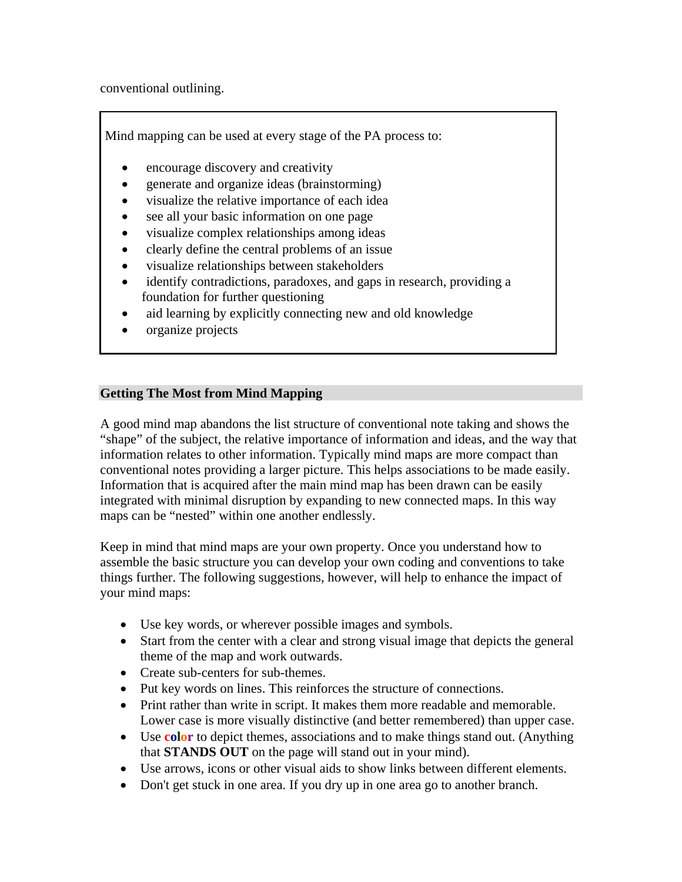conventional outlining.

Mind mapping can be used at every stage of the PA process to:

- encourage discovery and creativity
- generate and organize ideas (brainstorming)
- visualize the relative importance of each idea
- see all your basic information on one page
- visualize complex relationships among ideas
- clearly define the central problems of an issue
- visualize relationships between stakeholders
- identify contradictions, paradoxes, and gaps in research, providing a foundation for further questioning
- aid learning by explicitly connecting new and old knowledge
- organize projects

## Getting The Most from Mind Mapping

A good mind map abandons the list structure of conventional note taking and shows the "shape" of the subject, the relative importance of information and ideas, and the way that information relates to other information. Typically mind maps are more compact than conventional notes providing a larger picture. This helps associations to be made easily. Information that is acquired after the main mind map has been drawn can be easily integrated with minimal disruption by expanding to new connected maps. In this way maps can be "nested" within one another endlessly.

Keep in mind that mind maps are your own property. Once you understand how to assemble the basic structure you can develop your own coding and conventions to take things further. The following suggestions, however, will help to enhance the impact of your mind maps:

- Use key words, or wherever possible images and symbols.
- Start from the center with a clear and strong visual image that depicts the general theme of the map and work outwards.
- Create sub-centers for sub-themes.
- Put key words on lines. This reinforces the structure of connections.
- Print rather than write in script. It makes them more readable and memorable. Lower case is more visually distinctive (and better remembered) than upper case.
- Use **color** to depict themes, associations and to make things stand out. (Anything that **STANDS OUT** on the page will stand out in your mind).
- Use arrows, icons or other visual aids to show links between different elements.
- Don't get stuck in one area. If you dry up in one area go to another branch.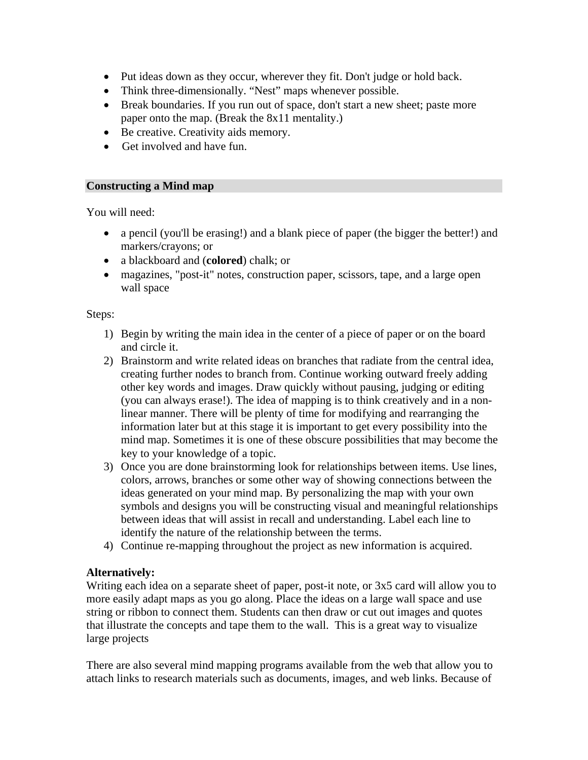- Put ideas down as they occur, wherever they fit. Don't judge or hold back.
- Think three-dimensionally. "Nest" maps whenever possible.
- Break boundaries. If you run out of space, don't start a new sheet; paste more paper onto the map. (Break the 8x11 mentality.)
- Be creative. Creativity aids memory.
- Get involved and have fun.

## Constructing a Mind map

You will need:

- a pencil (you'll be erasing!) and a blank piece of paper (the bigger the better!) and markers/crayons; or
- a blackboard and (**colored**) chalk; or
- magazines, "post-it" notes, construction paper, scissors, tape, and a large open wall space

Steps:

1) Begin by writing the main idea in the center of a piece of paper or on the board and circle it.
2) Brainstorm and write related ideas on branches that radiate from the central idea, creating further nodes to branch from. Continue working outward freely adding other key words and images. Draw quickly without pausing, judging or editing (you can always erase!). The idea of mapping is to think creatively and in a non-linear manner. There will be plenty of time for modifying and rearranging the information later but at this stage it is important to get every possibility into the mind map. Sometimes it is one of these obscure possibilities that may become the key to your knowledge of a topic.
3) Once you are done brainstorming look for relationships between items. Use lines, colors, arrows, branches or some other way of showing connections between the ideas generated on your mind map. By personalizing the map with your own symbols and designs you will be constructing visual and meaningful relationships between ideas that will assist in recall and understanding. Label each line to identify the nature of the relationship between the terms.
4) Continue re-mapping throughout the project as new information is acquired.

**Alternatively:**
Writing each idea on a separate sheet of paper, post-it note, or 3x5 card will allow you to more easily adapt maps as you go along. Place the ideas on a large wall space and use string or ribbon to connect them. Students can then draw or cut out images and quotes that illustrate the concepts and tape them to the wall. This is a great way to visualize large projects

There are also several mind mapping programs available from the web that allow you to attach links to research materials such as documents, images, and web links. Because of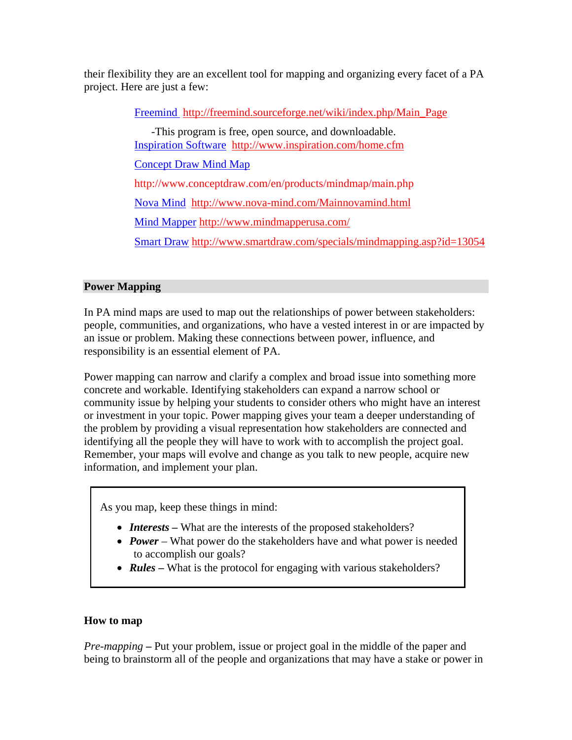their flexibility they are an excellent tool for mapping and organizing every facet of a PA project. Here are just a few:

- [Freemind](http://freemind.sourceforge.net/wiki/index.php/Main_Page) http://freemind.sourceforge.net/wiki/index.php/Main_Page
  -This program is free, open source, and downloadable.
- [Inspiration Software](http://www.inspiration.com/home.cfm) http://www.inspiration.com/home.cfm
- [Concept Draw Mind Map](http://www.conceptdraw.com/en/products/mindmap/main.php)
  http://www.conceptdraw.com/en/products/mindmap/main.php
- [Nova Mind](http://www.nova-mind.com/Mainnovamind.html) http://www.nova-mind.com/Mainnovamind.html
- [Mind Mapper](http://www.mindmapperusa.com/) http://www.mindmapperusa.com/
- [Smart Draw](http://www.smartdraw.com/specials/mindmapping.asp?id=13054) http://www.smartdraw.com/specials/mindmapping.asp?id=13054

## Power Mapping

In PA mind maps are used to map out the relationships of power between stakeholders: people, communities, and organizations, who have a vested interest in or are impacted by an issue or problem. Making these connections between power, influence, and responsibility is an essential element of PA.

Power mapping can narrow and clarify a complex and broad issue into something more concrete and workable. Identifying stakeholders can expand a narrow school or community issue by helping your students to consider others who might have an interest or investment in your topic. Power mapping gives your team a deeper understanding of the problem by providing a visual representation how stakeholders are connected and identifying all the people they will have to work with to accomplish the project goal. Remember, your maps will evolve and change as you talk to new people, acquire new information, and implement your plan.

> As you map, keep these things in mind:
>
> - ***Interests*** **–** What are the interests of the proposed stakeholders?
> - ***Power*** – What power do the stakeholders have and what power is needed to accomplish our goals?
> - ***Rules*** **–** What is the protocol for engaging with various stakeholders?

### How to map

*Pre-mapping* **–** Put your problem, issue or project goal in the middle of the paper and being to brainstorm all of the people and organizations that may have a stake or power in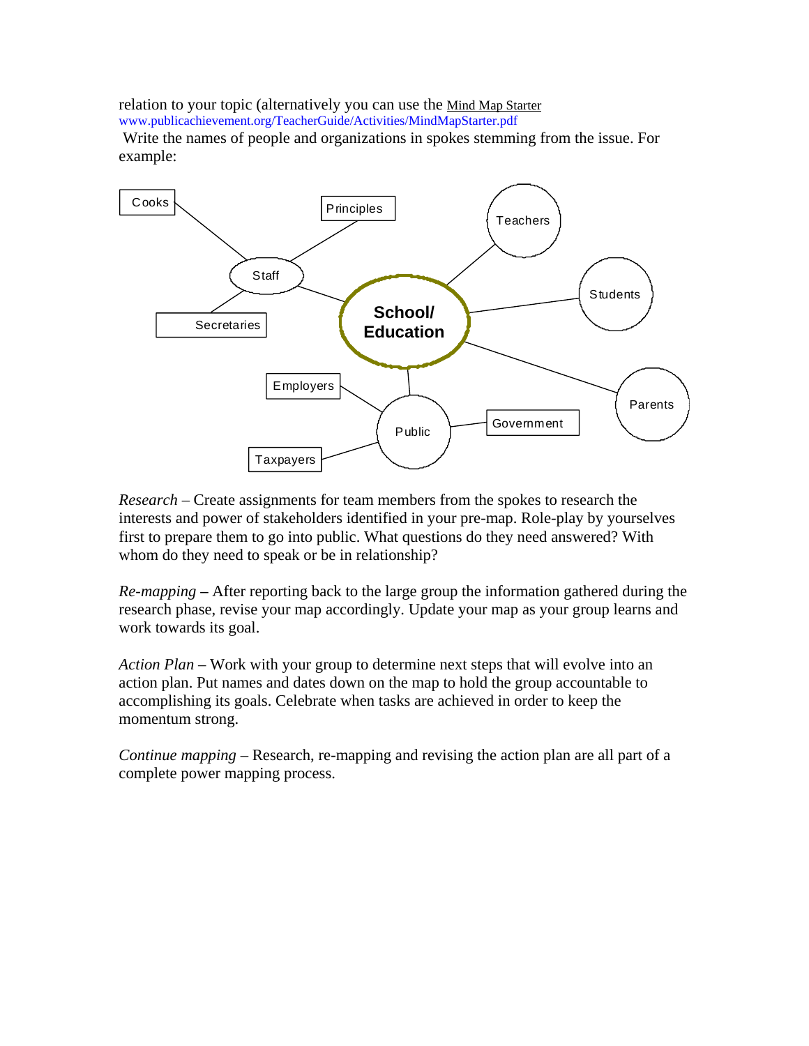relation to your topic (alternatively you can use the Mind Map Starter
www.publicachievement.org/TeacherGuide/Activities/MindMapStarter.pdf

Write the names of people and organizations in spokes stemming from the issue. For example:

Cooks

Principles

Teachers

Staff

Students

Secretaries

School/
Education

Employers

Parents

Public

Government

Taxpayers

*Research* – Create assignments for team members from the spokes to research the interests and power of stakeholders identified in your pre-map. Role-play by yourselves first to prepare them to go into public. What questions do they need answered? With whom do they need to speak or be in relationship?

*Re-mapping* – After reporting back to the large group the information gathered during the research phase, revise your map accordingly. Update your map as your group learns and work towards its goal.

*Action Plan* – Work with your group to determine next steps that will evolve into an action plan. Put names and dates down on the map to hold the group accountable to accomplishing its goals. Celebrate when tasks are achieved in order to keep the momentum strong.

*Continue mapping* – Research, re-mapping and revising the action plan are all part of a complete power mapping process.